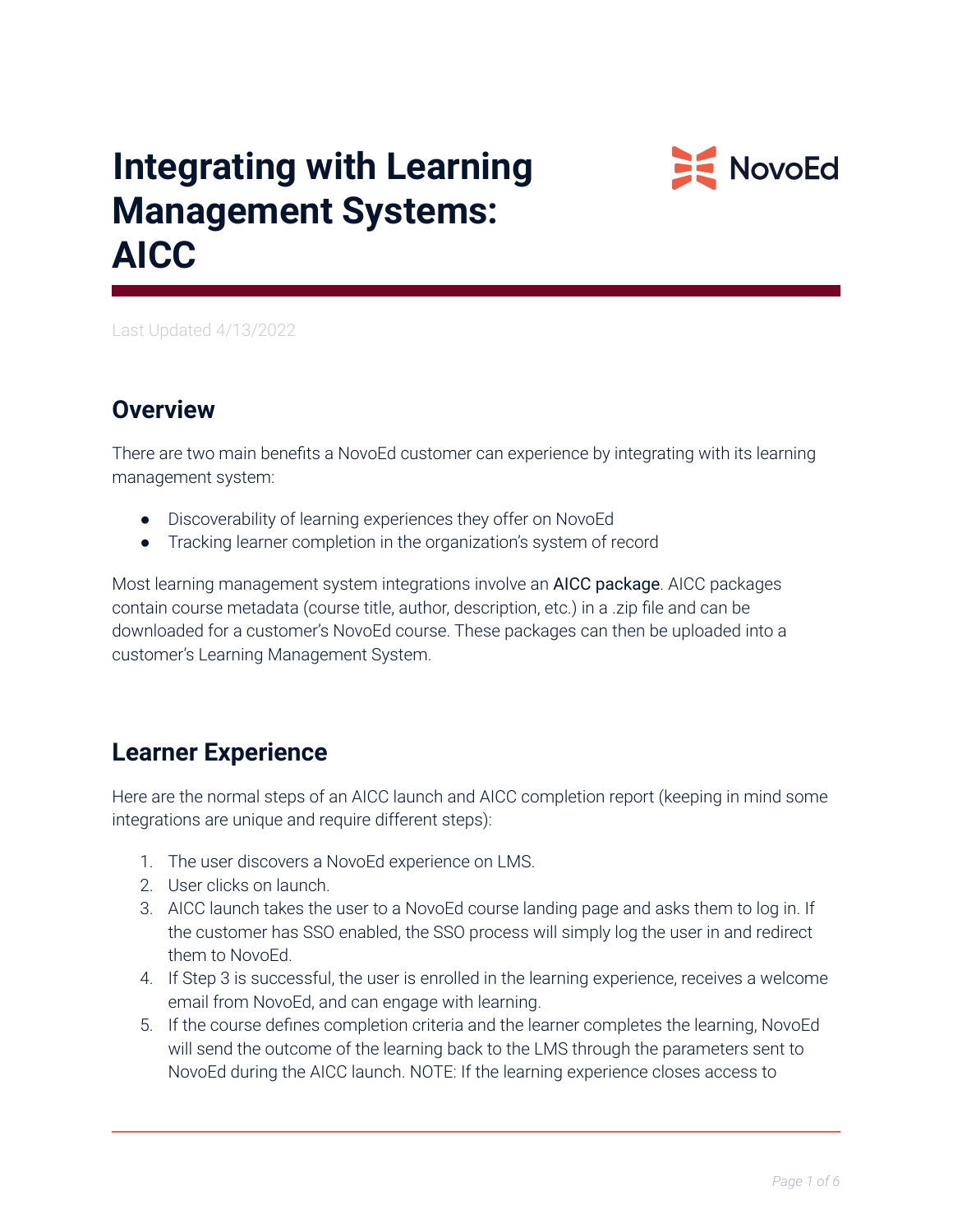# Integrating with Learning Management Systems: AICC

Last Updated 4/13/2022

## Overview

There are two main benefits a NovoEd customer can experience by integrating with its learning management system:

- Discoverability of learning experiences they offer on NovoEd
- Tracking learner completion in the organization's system of record

Most learning management system integrations involve an AICC package. AICC packages contain course metadata (course title, author, description, etc.) in a .zip file and can be downloaded for a customer's NovoEd course. These packages can then be uploaded into a customer's Learning Management System.

## Learner Experience

Here are the normal steps of an AICC launch and AICC completion report (keeping in mind some integrations are unique and require different steps):

1. The user discovers a NovoEd experience on LMS.
2. User clicks on launch.
3. AICC launch takes the user to a NovoEd course landing page and asks them to log in. If the customer has SSO enabled, the SSO process will simply log the user in and redirect them to NovoEd.
4. If Step 3 is successful, the user is enrolled in the learning experience, receives a welcome email from NovoEd, and can engage with learning.
5. If the course defines completion criteria and the learner completes the learning, NovoEd will send the outcome of the learning back to the LMS through the parameters sent to NovoEd during the AICC launch. NOTE: If the learning experience closes access to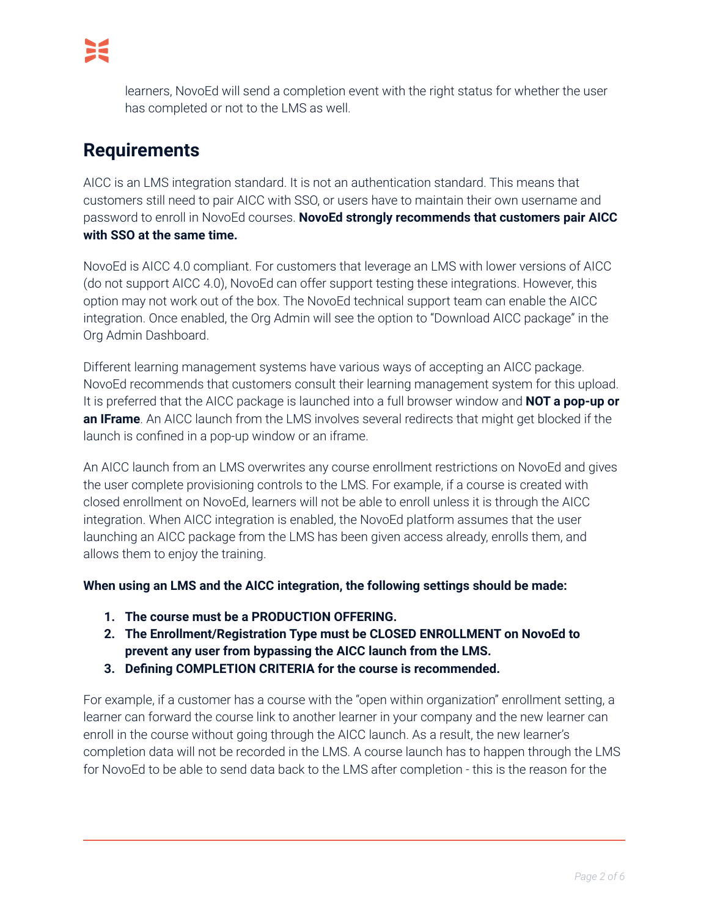learners, NovoEd will send a completion event with the right status for whether the user has completed or not to the LMS as well.

## Requirements

AICC is an LMS integration standard. It is not an authentication standard. This means that customers still need to pair AICC with SSO, or users have to maintain their own username and password to enroll in NovoEd courses. **NovoEd strongly recommends that customers pair AICC with SSO at the same time.**

NovoEd is AICC 4.0 compliant. For customers that leverage an LMS with lower versions of AICC (do not support AICC 4.0), NovoEd can offer support testing these integrations. However, this option may not work out of the box. The NovoEd technical support team can enable the AICC integration. Once enabled, the Org Admin will see the option to "Download AICC package" in the Org Admin Dashboard.

Different learning management systems have various ways of accepting an AICC package. NovoEd recommends that customers consult their learning management system for this upload. It is preferred that the AICC package is launched into a full browser window and **NOT a pop-up or an IFrame**. An AICC launch from the LMS involves several redirects that might get blocked if the launch is confined in a pop-up window or an iframe.

An AICC launch from an LMS overwrites any course enrollment restrictions on NovoEd and gives the user complete provisioning controls to the LMS. For example, if a course is created with closed enrollment on NovoEd, learners will not be able to enroll unless it is through the AICC integration. When AICC integration is enabled, the NovoEd platform assumes that the user launching an AICC package from the LMS has been given access already, enrolls them, and allows them to enjoy the training.

**When using an LMS and the AICC integration, the following settings should be made:**

1. **The course must be a PRODUCTION OFFERING.**
2. **The Enrollment/Registration Type must be CLOSED ENROLLMENT on NovoEd to prevent any user from bypassing the AICC launch from the LMS.**
3. **Defining COMPLETION CRITERIA for the course is recommended.**

For example, if a customer has a course with the "open within organization" enrollment setting, a learner can forward the course link to another learner in your company and the new learner can enroll in the course without going through the AICC launch. As a result, the new learner's completion data will not be recorded in the LMS. A course launch has to happen through the LMS for NovoEd to be able to send data back to the LMS after completion - this is the reason for the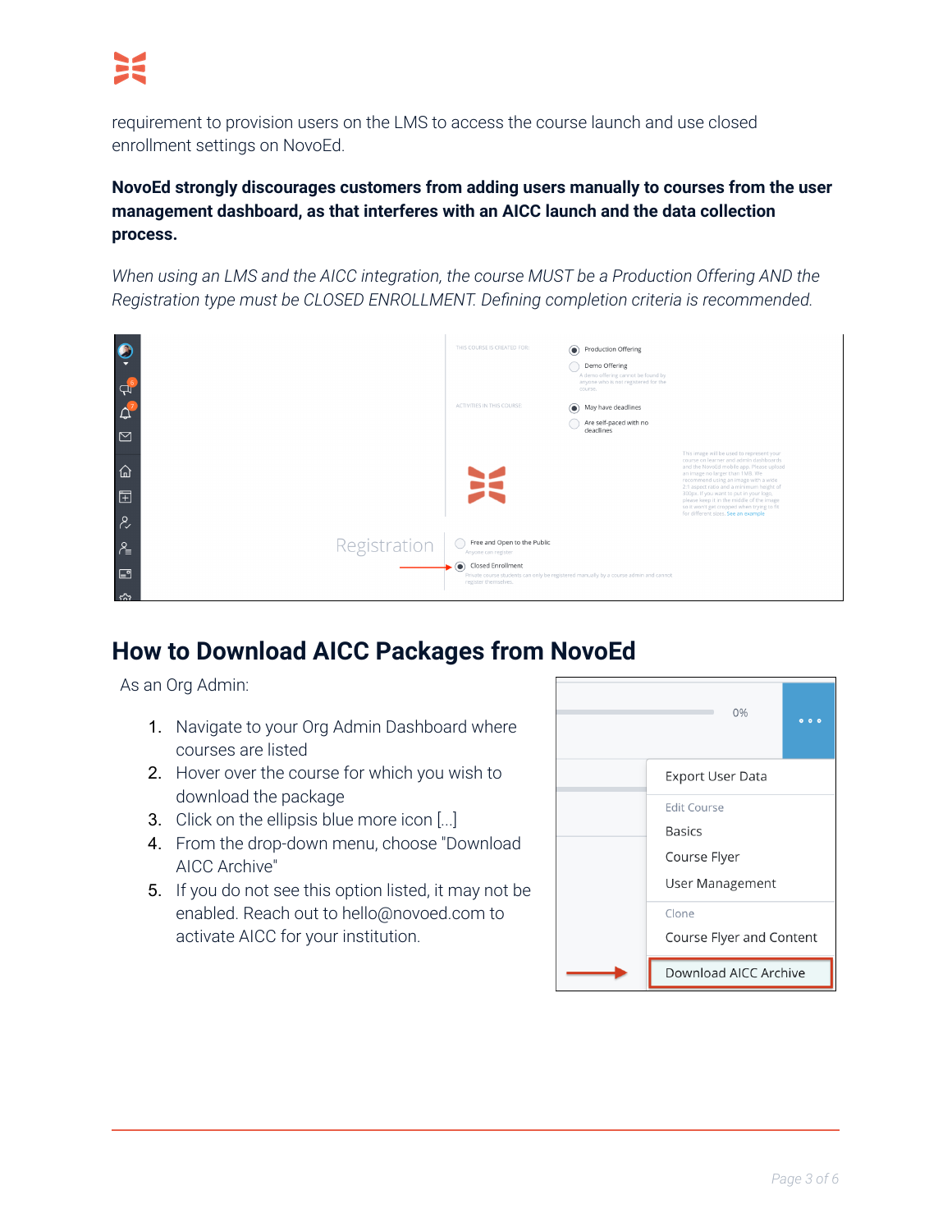requirement to provision users on the LMS to access the course launch and use closed enrollment settings on NovoEd.

**NovoEd strongly discourages customers from adding users manually to courses from the user management dashboard, as that interferes with an AICC launch and the data collection process.**

*When using an LMS and the AICC integration, the course MUST be a Production Offering AND the Registration type must be CLOSED ENROLLMENT. Defining completion criteria is recommended.*

## How to Download AICC Packages from NovoEd

As an Org Admin:

1. Navigate to your Org Admin Dashboard where courses are listed
2. Hover over the course for which you wish to download the package
3. Click on the ellipsis blue more icon [...]
4. From the drop-down menu, choose "Download AICC Archive"
5. If you do not see this option listed, it may not be enabled. Reach out to hello@novoed.com to activate AICC for your institution.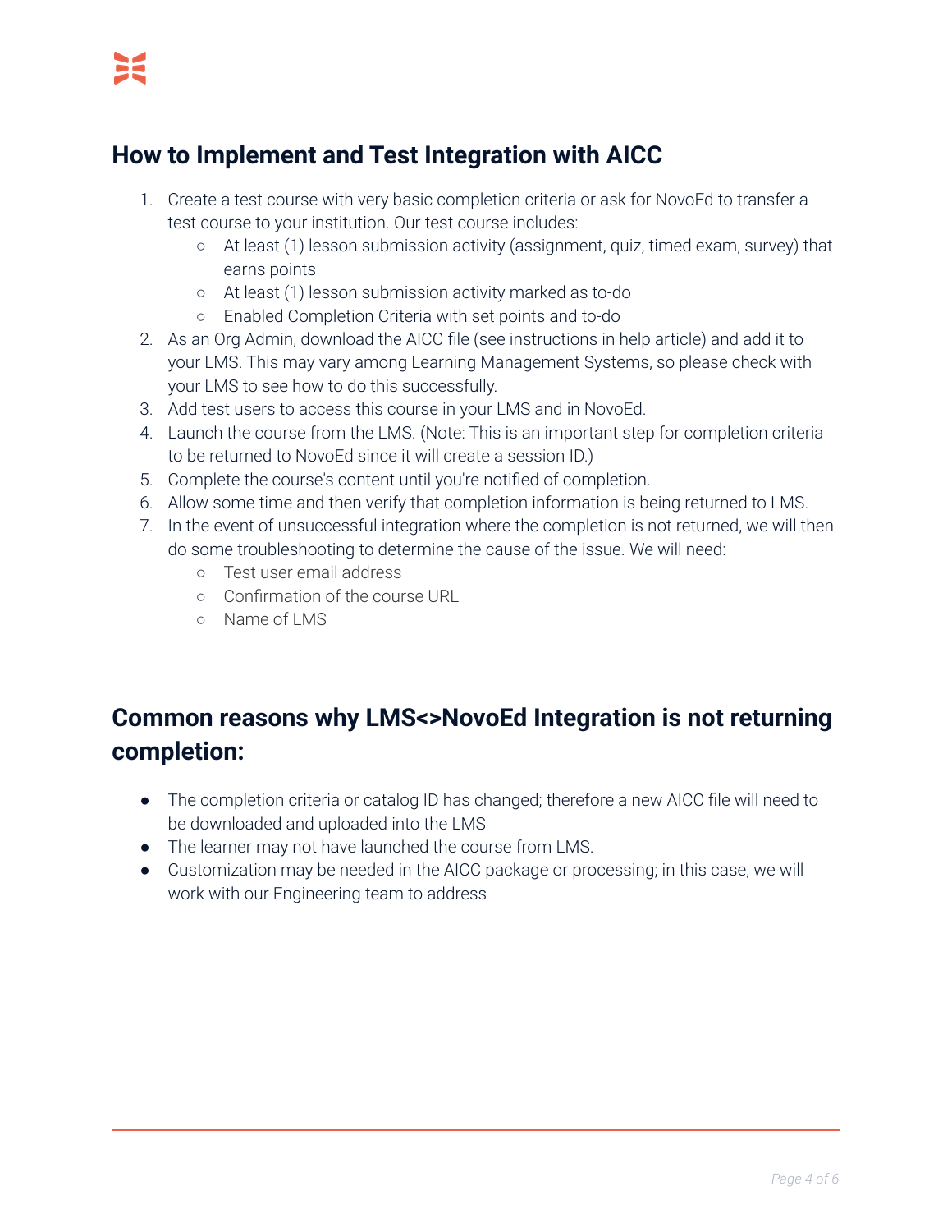## How to Implement and Test Integration with AICC

1. Create a test course with very basic completion criteria or ask for NovoEd to transfer a test course to your institution. Our test course includes:
   - At least (1) lesson submission activity (assignment, quiz, timed exam, survey) that earns points
   - At least (1) lesson submission activity marked as to-do
   - Enabled Completion Criteria with set points and to-do
2. As an Org Admin, download the AICC file (see instructions in help article) and add it to your LMS. This may vary among Learning Management Systems, so please check with your LMS to see how to do this successfully.
3. Add test users to access this course in your LMS and in NovoEd.
4. Launch the course from the LMS. (Note: This is an important step for completion criteria to be returned to NovoEd since it will create a session ID.)
5. Complete the course's content until you're notified of completion.
6. Allow some time and then verify that completion information is being returned to LMS.
7. In the event of unsuccessful integration where the completion is not returned, we will then do some troubleshooting to determine the cause of the issue. We will need:
   - Test user email address
   - Confirmation of the course URL
   - Name of LMS

## Common reasons why LMS<>NovoEd Integration is not returning completion:

- The completion criteria or catalog ID has changed; therefore a new AICC file will need to be downloaded and uploaded into the LMS
- The learner may not have launched the course from LMS.
- Customization may be needed in the AICC package or processing; in this case, we will work with our Engineering team to address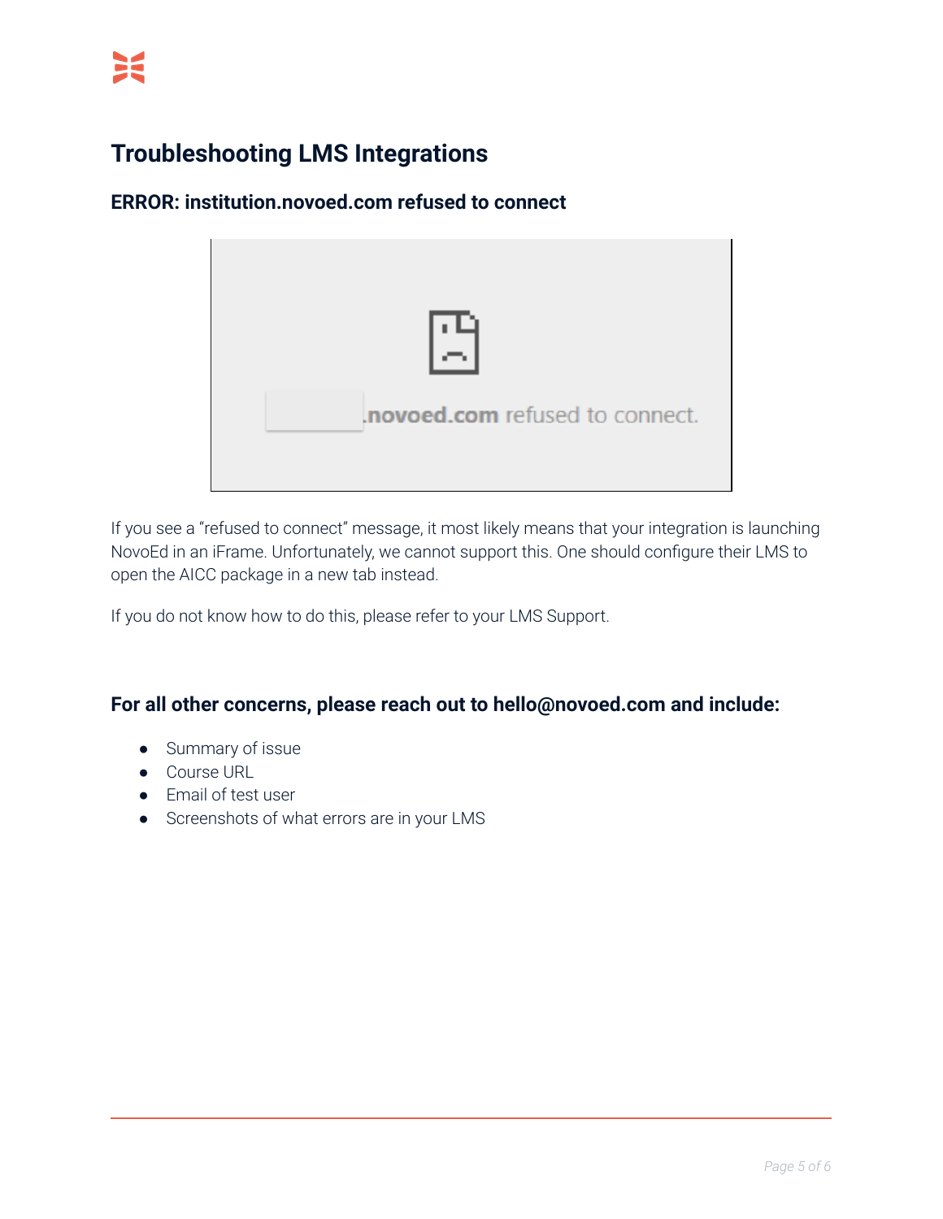# Troubleshooting LMS Integrations

## ERROR: institution.novoed.com refused to connect

If you see a "refused to connect" message, it most likely means that your integration is launching NovoEd in an iFrame. Unfortunately, we cannot support this. One should configure their LMS to open the AICC package in a new tab instead.

If you do not know how to do this, please refer to your LMS Support.

## For all other concerns, please reach out to hello@novoed.com and include:

- Summary of issue
- Course URL
- Email of test user
- Screenshots of what errors are in your LMS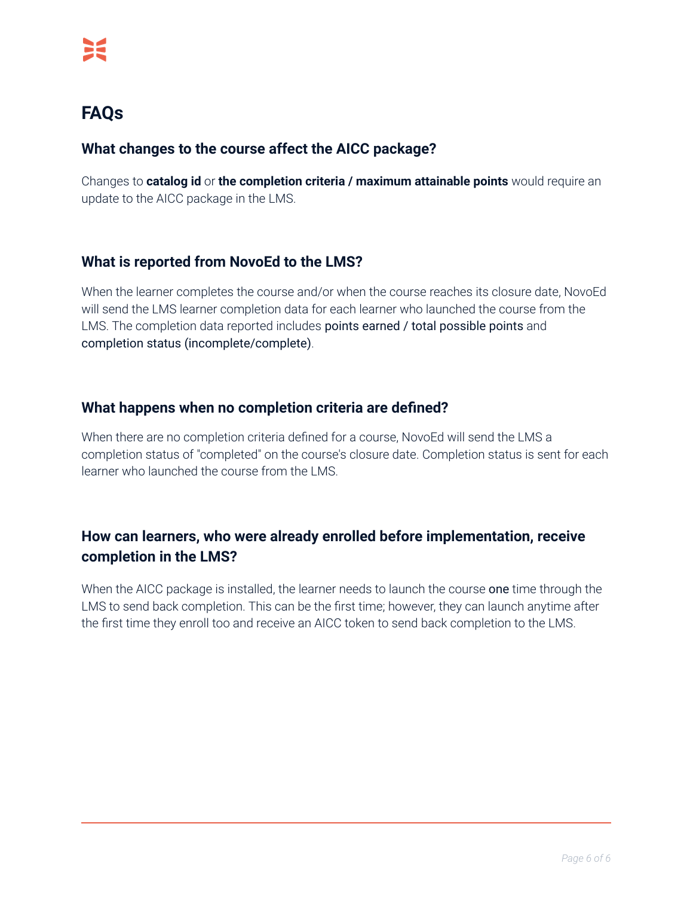## FAQs

### What changes to the course affect the AICC package?

Changes to **catalog id** or **the completion criteria / maximum attainable points** would require an update to the AICC package in the LMS.

### What is reported from NovoEd to the LMS?

When the learner completes the course and/or when the course reaches its closure date, NovoEd will send the LMS learner completion data for each learner who launched the course from the LMS. The completion data reported includes points earned / total possible points and completion status (incomplete/complete).

### What happens when no completion criteria are defined?

When there are no completion criteria defined for a course, NovoEd will send the LMS a completion status of "completed" on the course's closure date. Completion status is sent for each learner who launched the course from the LMS.

### How can learners, who were already enrolled before implementation, receive completion in the LMS?

When the AICC package is installed, the learner needs to launch the course one time through the LMS to send back completion. This can be the first time; however, they can launch anytime after the first time they enroll too and receive an AICC token to send back completion to the LMS.